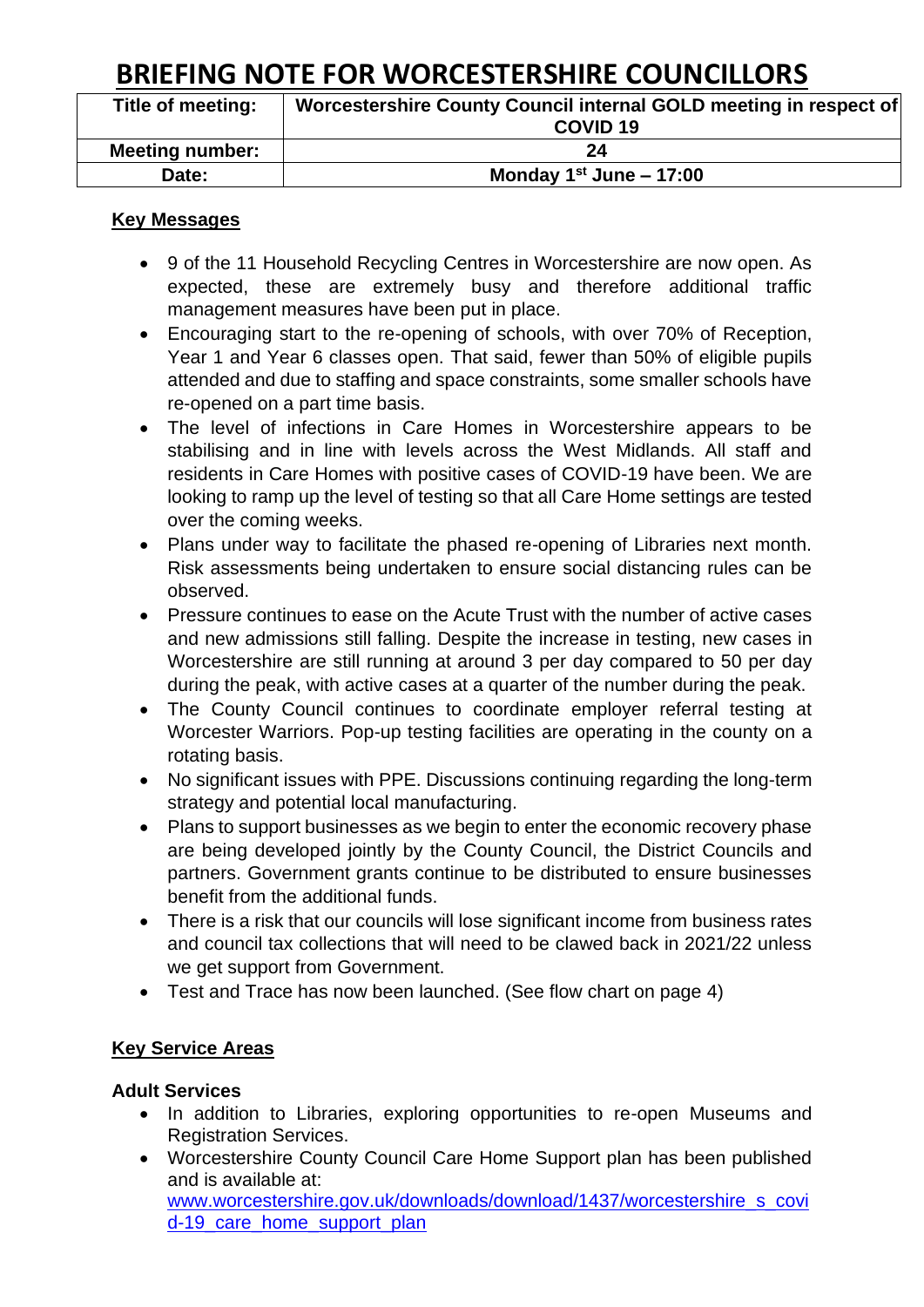# BRIEFING NOTE FOR WORCESTERSHIRE COUNCILLORS

| Title of meeting: | Worcestershire County Council internal GOLD meeting in respect of COVID 19 |
|---|---|
| Meeting number: | 24 |
| Date: | Monday 1st June – 17:00 |

## Key Messages

- 9 of the 11 Household Recycling Centres in Worcestershire are now open. As expected, these are extremely busy and therefore additional traffic management measures have been put in place.
- Encouraging start to the re-opening of schools, with over 70% of Reception, Year 1 and Year 6 classes open. That said, fewer than 50% of eligible pupils attended and due to staffing and space constraints, some smaller schools have re-opened on a part time basis.
- The level of infections in Care Homes in Worcestershire appears to be stabilising and in line with levels across the West Midlands. All staff and residents in Care Homes with positive cases of COVID-19 have been. We are looking to ramp up the level of testing so that all Care Home settings are tested over the coming weeks.
- Plans under way to facilitate the phased re-opening of Libraries next month. Risk assessments being undertaken to ensure social distancing rules can be observed.
- Pressure continues to ease on the Acute Trust with the number of active cases and new admissions still falling. Despite the increase in testing, new cases in Worcestershire are still running at around 3 per day compared to 50 per day during the peak, with active cases at a quarter of the number during the peak.
- The County Council continues to coordinate employer referral testing at Worcester Warriors. Pop-up testing facilities are operating in the county on a rotating basis.
- No significant issues with PPE. Discussions continuing regarding the long-term strategy and potential local manufacturing.
- Plans to support businesses as we begin to enter the economic recovery phase are being developed jointly by the County Council, the District Councils and partners. Government grants continue to be distributed to ensure businesses benefit from the additional funds.
- There is a risk that our councils will lose significant income from business rates and council tax collections that will need to be clawed back in 2021/22 unless we get support from Government.
- Test and Trace has now been launched. (See flow chart on page 4)

## Key Service Areas

### Adult Services

- In addition to Libraries, exploring opportunities to re-open Museums and Registration Services.
- Worcestershire County Council Care Home Support plan has been published and is available at: www.worcestershire.gov.uk/downloads/download/1437/worcestershire_s_covid-19_care_home_support_plan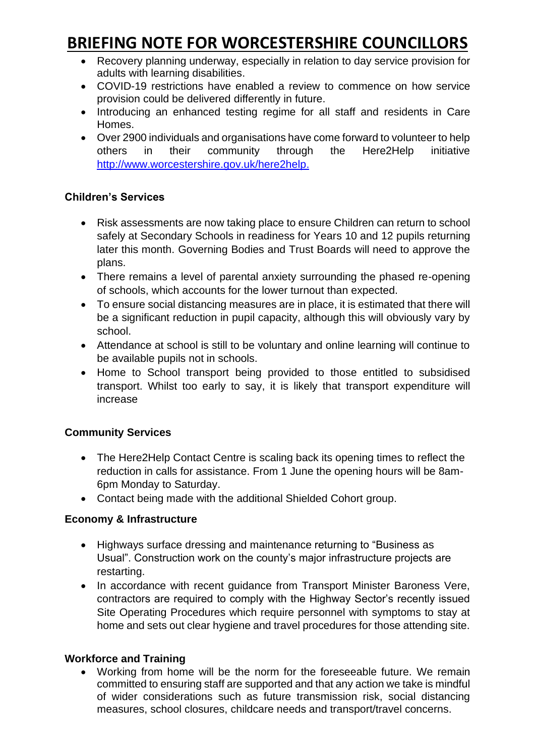- Recovery planning underway, especially in relation to day service provision for adults with learning disabilities.
- COVID-19 restrictions have enabled a review to commence on how service provision could be delivered differently in future.
- Introducing an enhanced testing regime for all staff and residents in Care Homes.
- Over 2900 individuals and organisations have come forward to volunteer to help others in their community through the Here2Help initiative http://www.worcestershire.gov.uk/here2help.

**Children's Services**

- Risk assessments are now taking place to ensure Children can return to school safely at Secondary Schools in readiness for Years 10 and 12 pupils returning later this month. Governing Bodies and Trust Boards will need to approve the plans.
- There remains a level of parental anxiety surrounding the phased re-opening of schools, which accounts for the lower turnout than expected.
- To ensure social distancing measures are in place, it is estimated that there will be a significant reduction in pupil capacity, although this will obviously vary by school.
- Attendance at school is still to be voluntary and online learning will continue to be available pupils not in schools.
- Home to School transport being provided to those entitled to subsidised transport. Whilst too early to say, it is likely that transport expenditure will increase

**Community Services**

- The Here2Help Contact Centre is scaling back its opening times to reflect the reduction in calls for assistance. From 1 June the opening hours will be 8am-6pm Monday to Saturday.
- Contact being made with the additional Shielded Cohort group.

**Economy & Infrastructure**

- Highways surface dressing and maintenance returning to "Business as Usual". Construction work on the county's major infrastructure projects are restarting.
- In accordance with recent guidance from Transport Minister Baroness Vere, contractors are required to comply with the Highway Sector's recently issued Site Operating Procedures which require personnel with symptoms to stay at home and sets out clear hygiene and travel procedures for those attending site.

**Workforce and Training**

- Working from home will be the norm for the foreseeable future. We remain committed to ensuring staff are supported and that any action we take is mindful of wider considerations such as future transmission risk, social distancing measures, school closures, childcare needs and transport/travel concerns.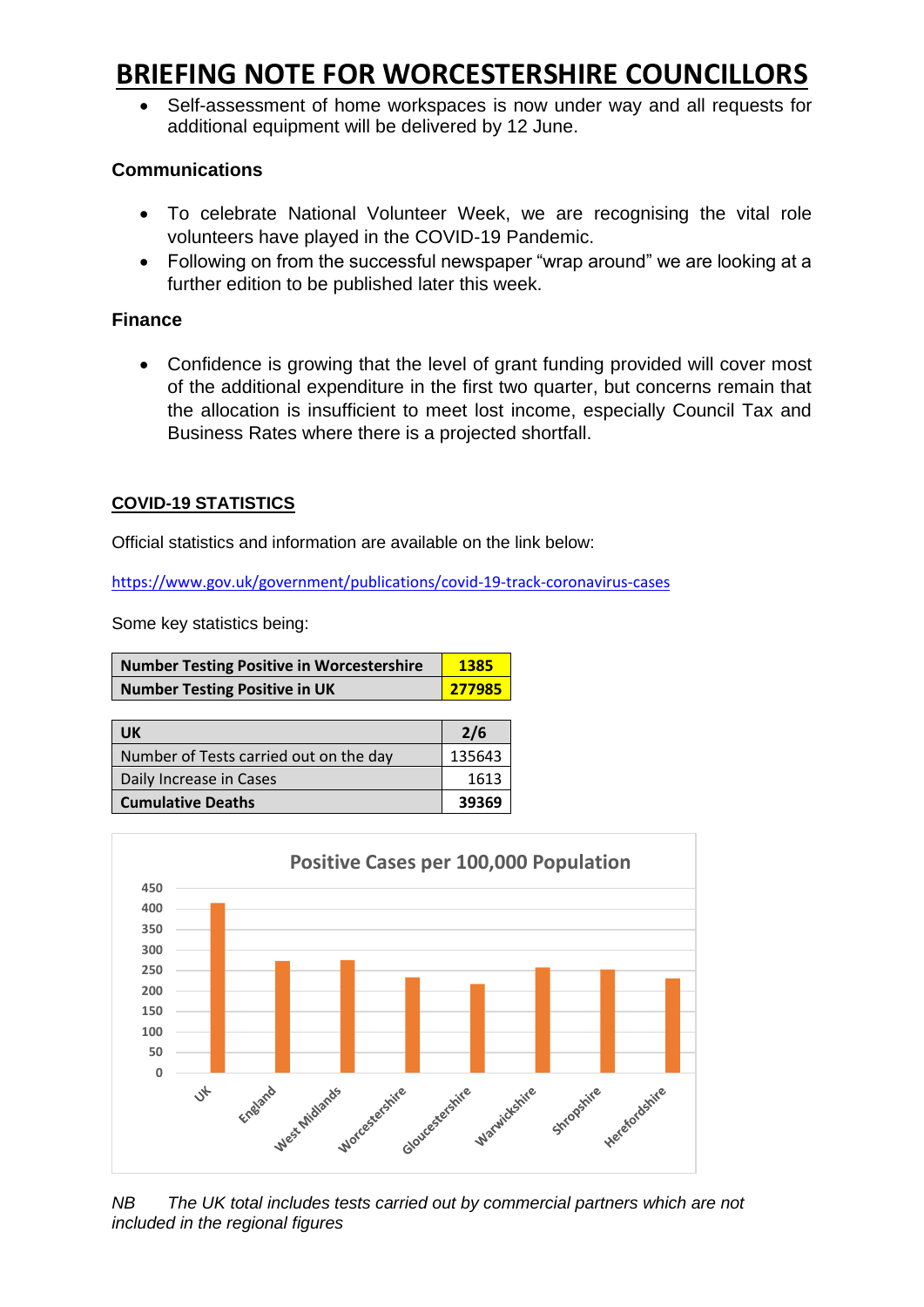- Self-assessment of home workspaces is now under way and all requests for additional equipment will be delivered by 12 June.

**Communications**

- To celebrate National Volunteer Week, we are recognising the vital role volunteers have played in the COVID-19 Pandemic.
- Following on from the successful newspaper "wrap around" we are looking at a further edition to be published later this week.

**Finance**

- Confidence is growing that the level of grant funding provided will cover most of the additional expenditure in the first two quarter, but concerns remain that the allocation is insufficient to meet lost income, especially Council Tax and Business Rates where there is a projected shortfall.

## COVID-19 STATISTICS

Official statistics and information are available on the link below:

https://www.gov.uk/government/publications/covid-19-track-coronavirus-cases

Some key statistics being:

| **Number Testing Positive in Worcestershire** | **1385** |
|---|---|
| **Number Testing Positive in UK** | **277985** |

| **UK** | **2/6** |
|---|---|
| Number of Tests carried out on the day | 135643 |
| Daily Increase in Cases | 1613 |
| **Cumulative Deaths** | **39369** |

**Positive Cases per 100,000 Population**

*NB The UK total includes tests carried out by commercial partners which are not included in the regional figures*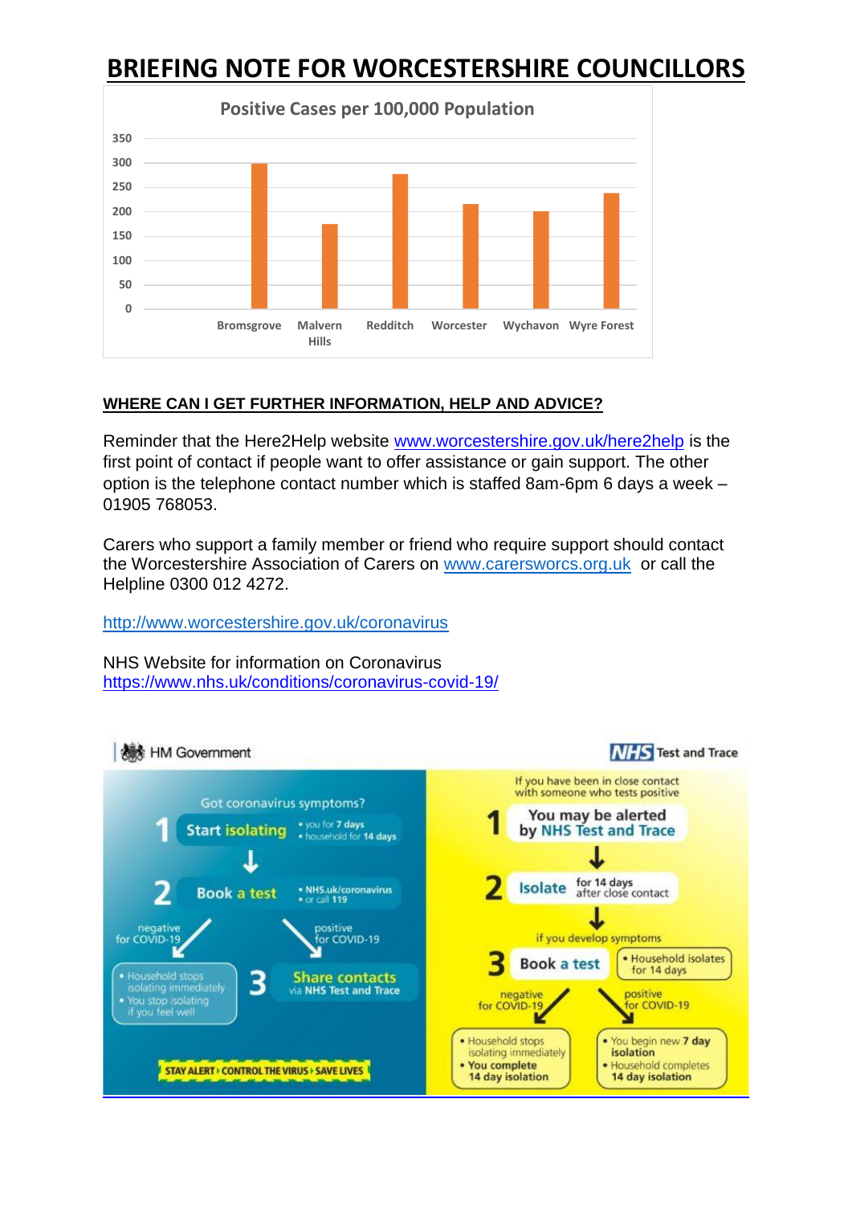# BRIEFING NOTE FOR WORCESTERSHIRE COUNCILLORS

Positive Cases per 100,000 Population

350
300
250
200
150
100
50
0

Bromsgrove
Malvern Hills
Redditch
Worcester
Wychavon
Wyre Forest

**WHERE CAN I GET FURTHER INFORMATION, HELP AND ADVICE?**

Reminder that the Here2Help website www.worcestershire.gov.uk/here2help is the first point of contact if people want to offer assistance or gain support. The other option is the telephone contact number which is staffed 8am-6pm 6 days a week – 01905 768053.

Carers who support a family member or friend who require support should contact the Worcestershire Association of Carers on www.carersworcs.org.uk or call the Helpline 0300 012 4272.

http://www.worcestershire.gov.uk/coronavirus

NHS Website for information on Coronavirus
https://www.nhs.uk/conditions/coronavirus-covid-19/

HM Government

NHS Test and Trace

Got coronavirus symptoms?

1 Start isolating
- you for 7 days
- household for 14 days

2 Book a test
- NHS.uk/coronavirus
- or call 119

negative for COVID-19
- Household stops isolating immediately
- You stop isolating if you feel well

positive for COVID-19

3 Share contacts via NHS Test and Trace

STAY ALERT › CONTROL THE VIRUS › SAVE LIVES

If you have been in close contact with someone who tests positive

1 You may be alerted by NHS Test and Trace

2 Isolate for 14 days after close contact

if you develop symptoms

3 Book a test
- Household isolates for 14 days

negative for COVID-19
- Household stops isolating immediately
- You complete 14 day isolation

positive for COVID-19
- You begin new 7 day isolation
- Household completes 14 day isolation